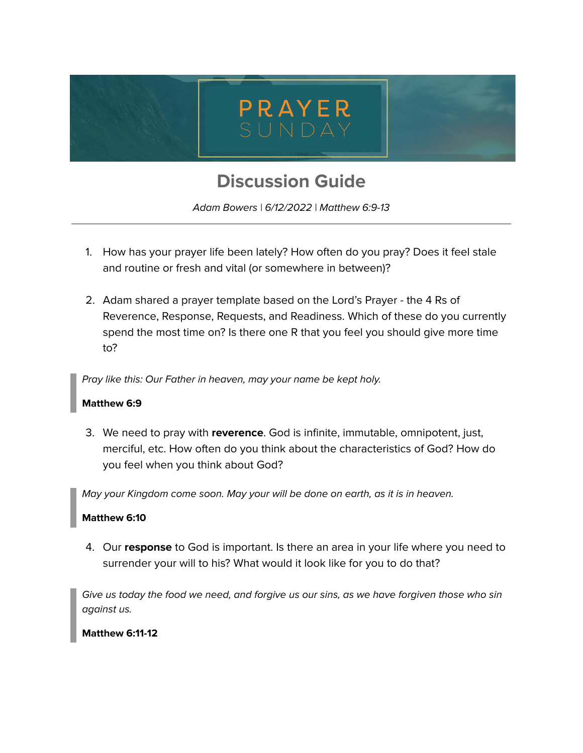# PRAYER SUNDAY

## Discussion Guide

*Adam Bowers | 6/12/2022 | Matthew 6:9-13*

---

1. How has your prayer life been lately? How often do you pray? Does it feel stale and routine or fresh and vital (or somewhere in between)?

2. Adam shared a prayer template based on the Lord's Prayer - the 4 Rs of Reverence, Response, Requests, and Readiness. Which of these do you currently spend the most time on? Is there one R that you feel you should give more time to?

> *Pray like this: Our Father in heaven, may your name be kept holy.*
>
> **Matthew 6:9**

3. We need to pray with **reverence**. God is infinite, immutable, omnipotent, just, merciful, etc. How often do you think about the characteristics of God? How do you feel when you think about God?

> *May your Kingdom come soon. May your will be done on earth, as it is in heaven.*
>
> **Matthew 6:10**

4. Our **response** to God is important. Is there an area in your life where you need to surrender your will to his? What would it look like for you to do that?

> *Give us today the food we need, and forgive us our sins, as we have forgiven those who sin against us.*
>
> **Matthew 6:11-12**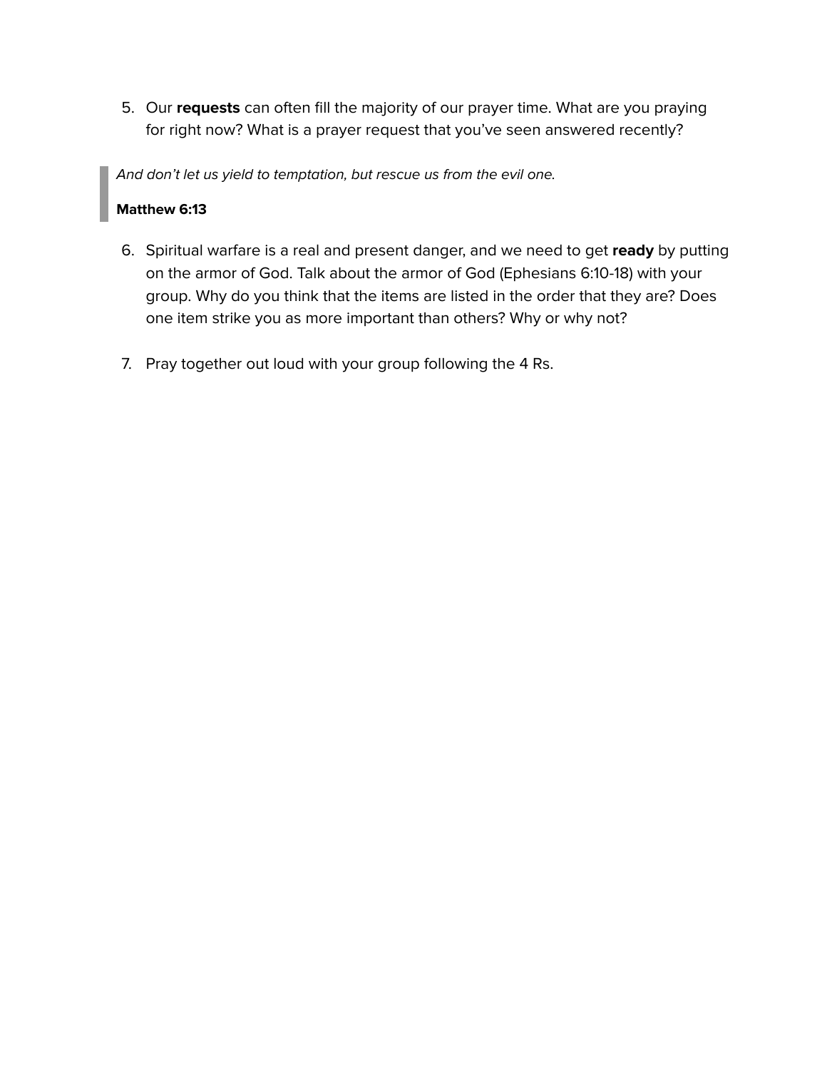5. Our **requests** can often fill the majority of our prayer time. What are you praying for right now? What is a prayer request that you've seen answered recently?

> *And don't let us yield to temptation, but rescue us from the evil one.*
>
> **Matthew 6:13**

6. Spiritual warfare is a real and present danger, and we need to get **ready** by putting on the armor of God. Talk about the armor of God (Ephesians 6:10-18) with your group. Why do you think that the items are listed in the order that they are? Does one item strike you as more important than others? Why or why not?

7. Pray together out loud with your group following the 4 Rs.